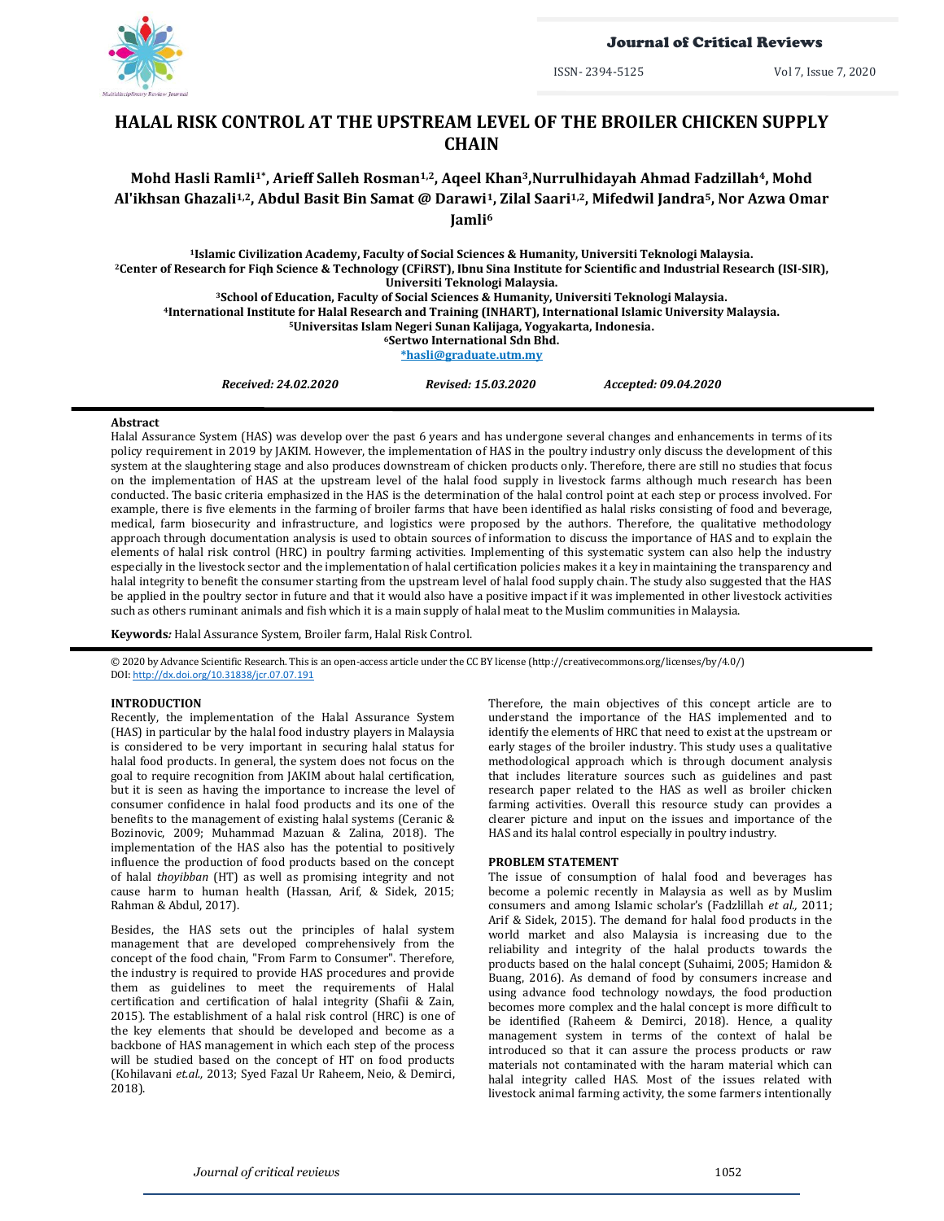# HALAL RISK CONTROL AT THE UPSTREAM LEVEL OF THE BROILER CHICKEN SUPPLY CHAIN

**Mohd Hasli Ramli[1*], Arieff Salleh Rosman[1,2], Aqeel Khan[3], Nurrulhidayah Ahmad Fadzillah[4], Mohd Al'ikhsan Ghazali[1,2], Abdul Basit Bin Samat @ Darawi[1], Zilal Saari[1,2], Mifedwil Jandra[5], Nor Azwa Omar Jamli[6]**

[1]Islamic Civilization Academy, Faculty of Social Sciences & Humanity, Universiti Teknologi Malaysia.
[2]Center of Research for Fiqh Science & Technology (CFiRST), Ibnu Sina Institute for Scientific and Industrial Research (ISI-SIR), Universiti Teknologi Malaysia.
[3]School of Education, Faculty of Social Sciences & Humanity, Universiti Teknologi Malaysia.
[4]International Institute for Halal Research and Training (INHART), International Islamic University Malaysia.
[5]Universitas Islam Negeri Sunan Kalijaga, Yogyakarta, Indonesia.
[6]Sertwo International Sdn Bhd.
*hasli@graduate.utm.my

*Received: 24.02.2020* *Revised: 15.03.2020* *Accepted: 09.04.2020*

**Abstract**

Halal Assurance System (HAS) was develop over the past 6 years and has undergone several changes and enhancements in terms of its policy requirement in 2019 by JAKIM. However, the implementation of HAS in the poultry industry only discuss the development of this system at the slaughtering stage and also produces downstream of chicken products only. Therefore, there are still no studies that focus on the implementation of HAS at the upstream level of the halal food supply in livestock farms although much research has been conducted. The basic criteria emphasized in the HAS is the determination of the halal control point at each step or process involved. For example, there is five elements in the farming of broiler farms that have been identified as halal risks consisting of food and beverage, medical, farm biosecurity and infrastructure, and logistics were proposed by the authors. Therefore, the qualitative methodology approach through documentation analysis is used to obtain sources of information to discuss the importance of HAS and to explain the elements of halal risk control (HRC) in poultry farming activities. Implementing of this systematic system can also help the industry especially in the livestock sector and the implementation of halal certification policies makes it a key in maintaining the transparency and halal integrity to benefit the consumer starting from the upstream level of halal food supply chain. The study also suggested that the HAS be applied in the poultry sector in future and that it would also have a positive impact if it was implemented in other livestock activities such as others ruminant animals and fish which it is a main supply of halal meat to the Muslim communities in Malaysia.

***Keywords:*** Halal Assurance System, Broiler farm, Halal Risk Control.

© 2020 by Advance Scientific Research. This is an open-access article under the CC BY license (http://creativecommons.org/licenses/by/4.0/)
DOI: http://dx.doi.org/10.31838/jcr.07.07.191

## INTRODUCTION

Recently, the implementation of the Halal Assurance System (HAS) in particular by the halal food industry players in Malaysia is considered to be very important in securing halal status for halal food products. In general, the system does not focus on the goal to require recognition from JAKIM about halal certification, but it is seen as having the importance to increase the level of consumer confidence in halal food products and its one of the benefits to the management of existing halal systems (Ceranic & Bozinovic, 2009; Muhammad Mazuan & Zalina, 2018). The implementation of the HAS also has the potential to positively influence the production of food products based on the concept of halal *thoyibban* (HT) as well as promising integrity and not cause harm to human health (Hassan, Arif, & Sidek, 2015; Rahman & Abdul, 2017).

Besides, the HAS sets out the principles of halal system management that are developed comprehensively from the concept of the food chain, "From Farm to Consumer". Therefore, the industry is required to provide HAS procedures and provide them as guidelines to meet the requirements of Halal certification and certification of halal integrity (Shafii & Zain, 2015). The establishment of a halal risk control (HRC) is one of the key elements that should be developed and become as a backbone of HAS management in which each step of the process will be studied based on the concept of HT on food products (Kohilavani *et.al.,* 2013; Syed Fazal Ur Raheem, Neio, & Demirci, 2018).

Therefore, the main objectives of this concept article are to understand the importance of the HAS implemented and to identify the elements of HRC that need to exist at the upstream or early stages of the broiler industry. This study uses a qualitative methodological approach which is through document analysis that includes literature sources such as guidelines and past research paper related to the HAS as well as broiler chicken farming activities. Overall this resource study can provides a clearer picture and input on the issues and importance of the HAS and its halal control especially in poultry industry.

## PROBLEM STATEMENT

The issue of consumption of halal food and beverages has become a polemic recently in Malaysia as well as by Muslim consumers and among Islamic scholar's (Fadzlillah *et al.,* 2011; Arif & Sidek, 2015). The demand for halal food products in the world market and also Malaysia is increasing due to the reliability and integrity of the halal products towards the products based on the halal concept (Suhaimi, 2005; Hamidon & Buang, 2016). As demand of food by consumers increase and using advance food technology nowdays, the food production becomes more complex and the halal concept is more difficult to be identified (Raheem & Demirci, 2018). Hence, a quality management system in terms of the context of halal be introduced so that it can assure the process products or raw materials not contaminated with the haram material which can halal integrity called HAS. Most of the issues related with livestock animal farming activity, the some farmers intentionally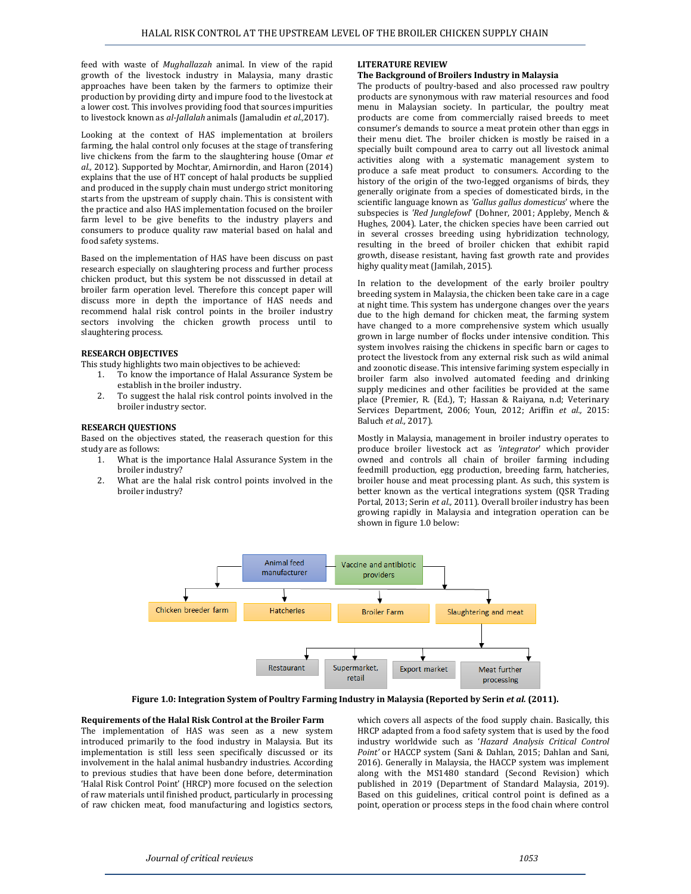feed with waste of *Mughallazah* animal. In view of the rapid growth of the livestock industry in Malaysia, many drastic approaches have been taken by the farmers to optimize their production by providing dirty and impure food to the livestock at a lower cost. This involves providing food that sources impurities to livestock known as *al-Jallalah* animals (Jamaludin *et al.,*2017).

Looking at the context of HAS implementation at broilers farming, the halal control only focuses at the stage of transfering live chickens from the farm to the slaughtering house (Omar *et al.,* 2012). Supported by Mochtar, Amirnordin, and Haron (2014) explains that the use of HT concept of halal products be supplied and produced in the supply chain must undergo strict monitoring starts from the upstream of supply chain. This is consistent with the practice and also HAS implementation focused on the broiler farm level to be give benefits to the industry players and consumers to produce quality raw material based on halal and food safety systems.

Based on the implementation of HAS have been discuss on past research especially on slaughtering process and further process chicken product, but this system be not disscussed in detail at broiler farm operation level. Therefore this concept paper will discuss more in depth the importance of HAS needs and recommend halal risk control points in the broiler industry sectors involving the chicken growth process until to slaughtering process.

## RESEARCH OBJECTIVES

This study highlights two main objectives to be achieved:

1. To know the importance of Halal Assurance System be establish in the broiler industry.
2. To suggest the halal risk control points involved in the broiler industry sector.

## RESEARCH QUESTIONS

Based on the objectives stated, the reaserach question for this study are as follows:

1. What is the importance Halal Assurance System in the broiler industry?
2. What are the halal risk control points involved in the broiler industry?

## LITERATURE REVIEW

### The Background of Broilers Industry in Malaysia

The products of poultry-based and also processed raw poultry products are synonymous with raw material resources and food menu in Malaysian society. In particular, the poultry meat products are come from commercially raised breeds to meet consumer's demands to source a meat protein other than eggs in their menu diet. The broiler chicken is mostly be raised in a specially built compound area to carry out all livestock animal activities along with a systematic management system to produce a safe meat product to consumers. According to the history of the origin of the two-legged organisms of birds, they generally originate from a species of domesticated birds, in the scientific language known as *'Gallus gallus domesticus'* where the subspecies is *'Red Junglefowl'* (Dohner, 2001; Appleby, Mench & Hughes, 2004). Later, the chicken species have been carried out in several crosses breeding using hybridization technology, resulting in the breed of broiler chicken that exhibit rapid growth, disease resistant, having fast growth rate and provides highy quality meat (Jamilah, 2015).

In relation to the development of the early broiler poultry breeding system in Malaysia, the chicken been take care in a cage at night time. This system has undergone changes over the years due to the high demand for chicken meat, the farming system have changed to a more comprehensive system which usually grown in large number of flocks under intensive condition. This system involves raising the chickens in specific barn or cages to protect the livestock from any external risk such as wild animal and zoonotic disease. This intensive fariming system especially in broiler farm also involved automated feeding and drinking supply medicines and other facilities be provided at the same place (Premier, R. (Ed.), T; Hassan & Raiyana, n.d; Veterinary Services Department, 2006; Youn, 2012; Ariffin *et al.,* 2015: Baluch *et al.,* 2017).

Mostly in Malaysia, management in broiler industry operates to produce broiler livestock act as *'integrator'* which provider owned and controls all chain of broiler farming including feedmill production, egg production, breeding farm, hatcheries, broiler house and meat processing plant. As such, this system is better known as the vertical integrations system (QSR Trading Portal, 2013; Serin *et al.,* 2011). Overall broiler industry has been growing rapidly in Malaysia and integration operation can be shown in figure 1.0 below:

**Figure 1.0: Integration System of Poultry Farming Industry in Malaysia (Reported by Serin *et al.* (2011).**

### Requirements of the Halal Risk Control at the Broiler Farm

The implementation of HAS was seen as a new system introduced primarily to the food industry in Malaysia. But its implementation is still less seen specifically discussed or its involvement in the halal animal husbandry industries. According to previous studies that have been done before, determination 'Halal Risk Control Point' (HRCP) more focused on the selection of raw materials until finished product, particularly in processing of raw chicken meat, food manufacturing and logistics sectors, which covers all aspects of the food supply chain. Basically, this HRCP adapted from a food safety system that is used by the food industry worldwide such as '*Hazard Analysis Critical Control Point'* or HACCP system (Sani & Dahlan, 2015; Dahlan and Sani, 2016). Generally in Malaysia, the HACCP system was implement along with the MS1480 standard (Second Revision) which published in 2019 (Department of Standard Malaysia, 2019). Based on this guidelines, critical control point is defined as a point, operation or process steps in the food chain where control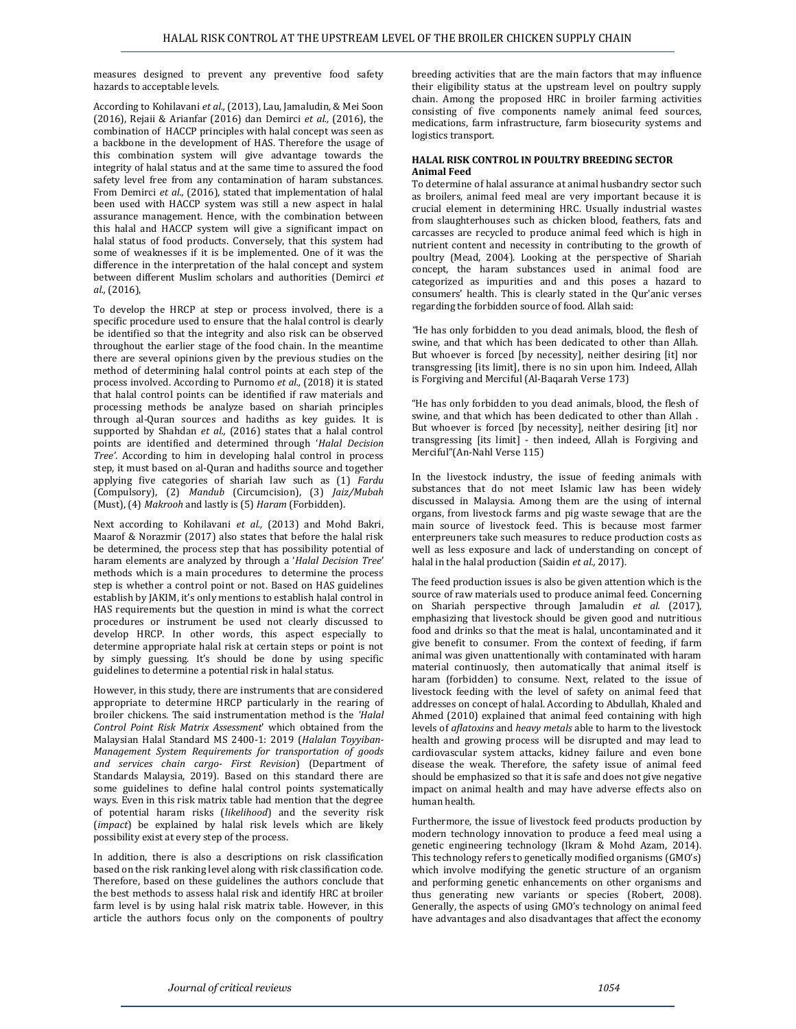measures designed to prevent any preventive food safety hazards to acceptable levels.

According to Kohilavani *et al.,* (2013), Lau, Jamaludin, & Mei Soon (2016), Rejaii & Arianfar (2016) dan Demirci *et al.,* (2016), the combination of HACCP principles with halal concept was seen as a backbone in the development of HAS. Therefore the usage of this combination system will give advantage towards the integrity of halal status and at the same time to assured the food safety level free from any contamination of haram substances. From Demirci *et al.,* (2016), stated that implementation of halal been used with HACCP system was still a new aspect in halal assurance management. Hence, with the combination between this halal and HACCP system will give a significant impact on halal status of food products. Conversely, that this system had some of weaknesses if it is be implemented. One of it was the difference in the interpretation of the halal concept and system between different Muslim scholars and authorities (Demirci *et al.,* (2016),

To develop the HRCP at step or process involved, there is a specific procedure used to ensure that the halal control is clearly be identified so that the integrity and also risk can be observed throughout the earlier stage of the food chain. In the meantime there are several opinions given by the previous studies on the method of determining halal control points at each step of the process involved. According to Purnomo *et al.,* (2018) it is stated that halal control points can be identified if raw materials and processing methods be analyze based on shariah principles through al-Quran sources and hadiths as key guides. It is supported by Shahdan *et al.,* (2016) states that a halal control points are identified and determined through '*Halal Decision Tree*'. According to him in developing halal control in process step, it must based on al-Quran and hadiths source and together applying five categories of shariah law such as (1) *Fardu* (Compulsory), (2) *Mandub* (Circumcision), (3) *Jaiz/Mubah* (Must), (4) *Makrooh* and lastly is (5) *Haram* (Forbidden).

Next according to Kohilavani *et al.,* (2013) and Mohd Bakri, Maarof & Norazmir (2017) also states that before the halal risk be determined, the process step that has possibility potential of haram elements are analyzed by through a '*Halal Decision Tree*' methods which is a main procedures to determine the process step is whether a control point or not. Based on HAS guidelines establish by JAKIM, it's only mentions to establish halal control in HAS requirements but the question in mind is what the correct procedures or instrument be used not clearly discussed to develop HRCP. In other words, this aspect especially to determine appropriate halal risk at certain steps or point is not by simply guessing. It's should be done by using specific guidelines to determine a potential risk in halal status.

However, in this study, there are instruments that are considered appropriate to determine HRCP particularly in the rearing of broiler chickens. The said instrumentation method is the *'Halal Control Point Risk Matrix Assessment*' which obtained from the Malaysian Halal Standard MS 2400-1: 2019 (*Halalan Toyyiban-Management System Requirements for transportation of goods and services chain cargo- First Revision*) (Department of Standards Malaysia, 2019). Based on this standard there are some guidelines to define halal control points systematically ways. Even in this risk matrix table had mention that the degree of potential haram risks (*likelihood*) and the severity risk (*impact*) be explained by halal risk levels which are likely possibility exist at every step of the process.

In addition, there is also a descriptions on risk classification based on the risk ranking level along with risk classification code. Therefore, based on these guidelines the authors conclude that the best methods to assess halal risk and identify HRC at broiler farm level is by using halal risk matrix table. However, in this article the authors focus only on the components of poultry breeding activities that are the main factors that may influence their eligibility status at the upstream level on poultry supply chain. Among the proposed HRC in broiler farming activities consisting of five components namely animal feed sources, medications, farm infrastructure, farm biosecurity systems and logistics transport.

## HALAL RISK CONTROL IN POULTRY BREEDING SECTOR

### Animal Feed

To determine of halal assurance at animal husbandry sector such as broilers, animal feed meal are very important because it is crucial element in determining HRC. Usually industrial wastes from slaughterhouses such as chicken blood, feathers, fats and carcasses are recycled to produce animal feed which is high in nutrient content and necessity in contributing to the growth of poultry (Mead, 2004). Looking at the perspective of Shariah concept, the haram substances used in animal food are categorized as impurities and and this poses a hazard to consumers' health. This is clearly stated in the Qur'anic verses regarding the forbidden source of food. Allah said:

*"*He has only forbidden to you dead animals, blood, the flesh of swine, and that which has been dedicated to other than Allah. But whoever is forced [by necessity], neither desiring [it] nor transgressing [its limit], there is no sin upon him. Indeed, Allah is Forgiving and Merciful (Al-Baqarah Verse 173)

"He has only forbidden to you dead animals, blood, the flesh of swine, and that which has been dedicated to other than Allah . But whoever is forced [by necessity], neither desiring [it] nor transgressing [its limit] - then indeed, Allah is Forgiving and Merciful"(An-Nahl Verse 115)

In the livestock industry, the issue of feeding animals with substances that do not meet Islamic law has been widely discussed in Malaysia. Among them are the using of internal organs, from livestock farms and pig waste sewage that are the main source of livestock feed. This is because most farmer enterpreuners take such measures to reduce production costs as well as less exposure and lack of understanding on concept of halal in the halal production (Saidin *et al.,* 2017).

The feed production issues is also be given attention which is the source of raw materials used to produce animal feed. Concerning on Shariah perspective through Jamaludin *et al.* (2017), emphasizing that livestock should be given good and nutritious food and drinks so that the meat is halal, uncontaminated and it give benefit to consumer. From the context of feeding, if farm animal was given unattentionally with contaminated with haram material continuosly, then automatically that animal itself is haram (forbidden) to consume. Next, related to the issue of livestock feeding with the level of safety on animal feed that addresses on concept of halal. According to Abdullah, Khaled and Ahmed (2010) explained that animal feed containing with high levels of *aflatoxins* and *heavy metals* able to harm to the livestock health and growing process will be disrupted and may lead to cardiovascular system attacks, kidney failure and even bone disease the weak. Therefore, the safety issue of animal feed should be emphasized so that it is safe and does not give negative impact on animal health and may have adverse effects also on human health.

Furthermore, the issue of livestock feed products production by modern technology innovation to produce a feed meal using a genetic engineering technology (Ikram & Mohd Azam, 2014). This technology refers to genetically modified organisms (GMO's) which involve modifying the genetic structure of an organism and performing genetic enhancements on other organisms and thus generating new variants or species (Robert, 2008). Generally, the aspects of using GMO's technology on animal feed have advantages and also disadvantages that affect the economy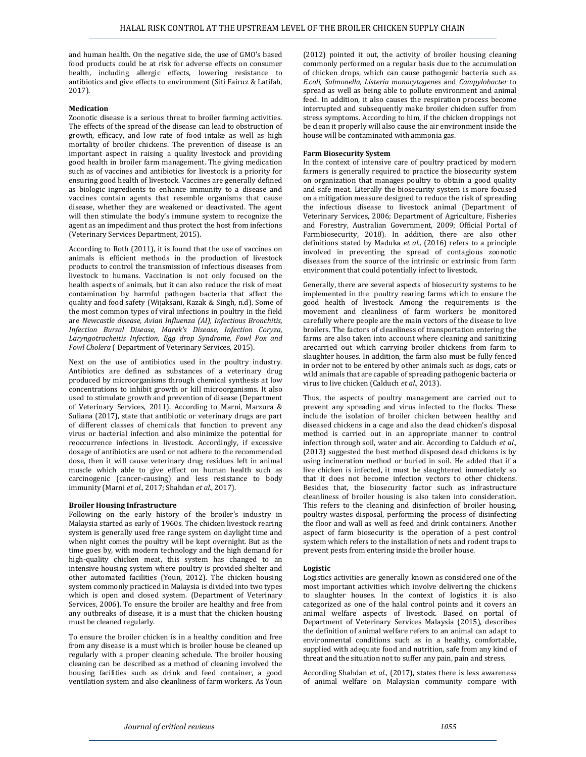and human health. On the negative side, the use of GMO's based food products could be at risk for adverse effects on consumer health, including allergic effects, lowering resistance to antibiotics and give effects to environment (Siti Fairuz & Latifah, 2017).

**Medication**

Zoonotic disease is a serious threat to broiler farming activities. The effects of the spread of the disease can lead to obstruction of growth, efficacy, and low rate of food intake as well as high mortality of broiler chickens. The prevention of disease is an important aspect in raising a quality livestock and providing good health in broiler farm management. The giving medication such as of vaccines and antibiotics for livestock is a priority for ensuring good health of livestock. Vaccines are generally defined as biologic ingredients to enhance immunity to a disease and vaccines contain agents that resemble organisms that cause disease, whether they are weakened or deactivated. The agent will then stimulate the body's immune system to recognize the agent as an impediment and thus protect the host from infections (Veterinary Services Department, 2015).

According to Roth (2011), it is found that the use of vaccines on animals is efficient methods in the production of livestock products to control the transmission of infectious diseases from livestock to humans. Vaccination is not only focused on the health aspects of animals, but it can also reduce the risk of meat contamination by harmful pathogen bacteria that affect the quality and food safety (Wijaksani, Razak & Singh, n.d). Some of the most common types of viral infections in poultry in the field are *Newcastle disease, Avian Influenza (AI), Infectious Bronchitis, Infection Bursal Disease, Marek's Disease, Infection Coryza, Laryngotracheitis Infection, Egg drop Syndrome, Fowl Pox and Fowl Cholera* ( Department of Veterinary Services, 2015).

Next on the use of antibiotics used in the poultry industry. Antibiotics are defined as substances of a veterinary drug produced by microorganisms through chemical synthesis at low concentrations to inhibit growth or kill microorganisms. It also used to stimulate growth and prevention of disease (Department of Veterinary Services, 2011). According to Marni, Marzura & Suliana (2017), state that antibiotic or veterinary drugs are part of different classes of chemicals that function to prevent any virus or bacterial infection and also minimize the potential for reoccurrence infections in livestock. Accordingly, if excessive dosage of antibiotics are used or not adhere to the recommended dose, then it will cause veterinary drug residues left in animal muscle which able to give effect on human health such as carcinogenic (cancer-causing) and less resistance to body immunity (Marni *et al.,* 2017; Shahdan *et al.,* 2017).

**Broiler Housing Infrastructure**

Following on the early history of the broiler's industry in Malaysia started as early of 1960s. The chicken livestock rearing system is generally used free range system on daylight time and when night comes the poultry will be kept overnight. But as the time goes by, with modern technology and the high demand for high-quality chicken meat, this system has changed to an intensive housing system where poultry is provided shelter and other automated facilities (Youn, 2012). The chicken housing system commonly practiced in Malaysia is divided into two types which is open and closed system. (Department of Veterinary Services, 2006). To ensure the broiler are healthy and free from any outbreaks of disease, it is a must that the chicken housing must be cleaned regularly.

To ensure the broiler chicken is in a healthy condition and free from any disease is a must which is broiler house be cleaned up regularly with a proper cleaning schedule. The broiler housing cleaning can be described as a method of cleaning involved the housing facilities such as drink and feed container, a good ventilation system and also cleanliness of farm workers. As Youn (2012) pointed it out, the activity of broiler housing cleaning commonly performed on a regular basis due to the accumulation of chicken drops, which can cause pathogenic bacteria such as *E.coli, Salmonella, Listeria monocytogenes* and *Campylobacter* to spread as well as being able to pollute environment and animal feed. In addition, it also causes the respiration process become interrupted and subsequently make broiler chicken suffer from stress symptoms. According to him, if the chicken droppings not be clean it properly will also cause the air environment inside the house will be contaminated with ammonia gas.

**Farm Biosecurity System**

In the context of intensive care of poultry practiced by modern farmers is generally required to practice the biosecurity system on organization that manages poultry to obtain a good quality and safe meat. Literally the biosecurity system is more focused on a mitigation measure designed to reduce the risk of spreading the infectious disease to livestock animal (Department of Veterinary Services, 2006; Department of Agriculture, Fisheries and Forestry, Australian Government, 2009; Official Portal of Farmbiosecurity, 2018). In addition, there are also other definitions stated by Maduka *et al.,* (2016) refers to a principle involved in preventing the spread of contagious zoonotic diseases from the source of the intrinsic or extrinsic from farm environment that could potentially infect to livestock.

Generally, there are several aspects of biosecurity systems to be implemented in the poultry rearing farms which to ensure the good health of livestock. Among the requirements is the movement and cleanliness of farm workers be monitored carefully where people are the main vectors of the disease to live broilers. The factors of cleanliness of transportation entering the farms are also taken into account where cleaning and sanitizing arecarried out which carrying broiler chickens from farm to slaughter houses. In addition, the farm also must be fully fenced in order not to be entered by other animals such as dogs, cats or wild animals that are capable of spreading pathogenic bacteria or virus to live chicken (Calduch *et al.,* 2013).

Thus, the aspects of poultry management are carried out to prevent any spreading and virus infected to the flocks. These include the isolation of broiler chicken between healthy and diseased chickens in a cage and also the dead chicken's disposal method is carried out in an appropriate manner to control infection through soil, water and air. According to Calduch *et al.,* (2013) suggested the best method disposed dead chickens is by using incineration method or buried in soil. He added that if a live chicken is infected, it must be slaughtered immediately so that it does not become infection vectors to other chickens. Besides that, the biosecurity factor such as infrastructure cleanliness of broiler housing is also taken into consideration. This refers to the cleaning and disinfection of broiler housing, poultry wastes disposal, performing the process of disinfecting the floor and wall as well as feed and drink containers. Another aspect of farm biosecurity is the operation of a pest control system which refers to the installation of nets and rodent traps to prevent pests from entering inside the broiler house.

**Logistic**

Logistics activities are generally known as considered one of the most important activities which involve delivering the chickens to slaughter houses. In the context of logistics it is also categorized as one of the halal control points and it covers an animal welfare aspects of livestock. Based on portal of Department of Veterinary Services Malaysia (2015), describes the definition of animal welfare refers to an animal can adapt to environmental conditions such as in a healthy, comfortable, supplied with adequate food and nutrition, safe from any kind of threat and the situation not to suffer any pain, pain and stress.

According Shahdan *et al.,* (2017), states there is less awareness of animal welfare on Malaysian community compare with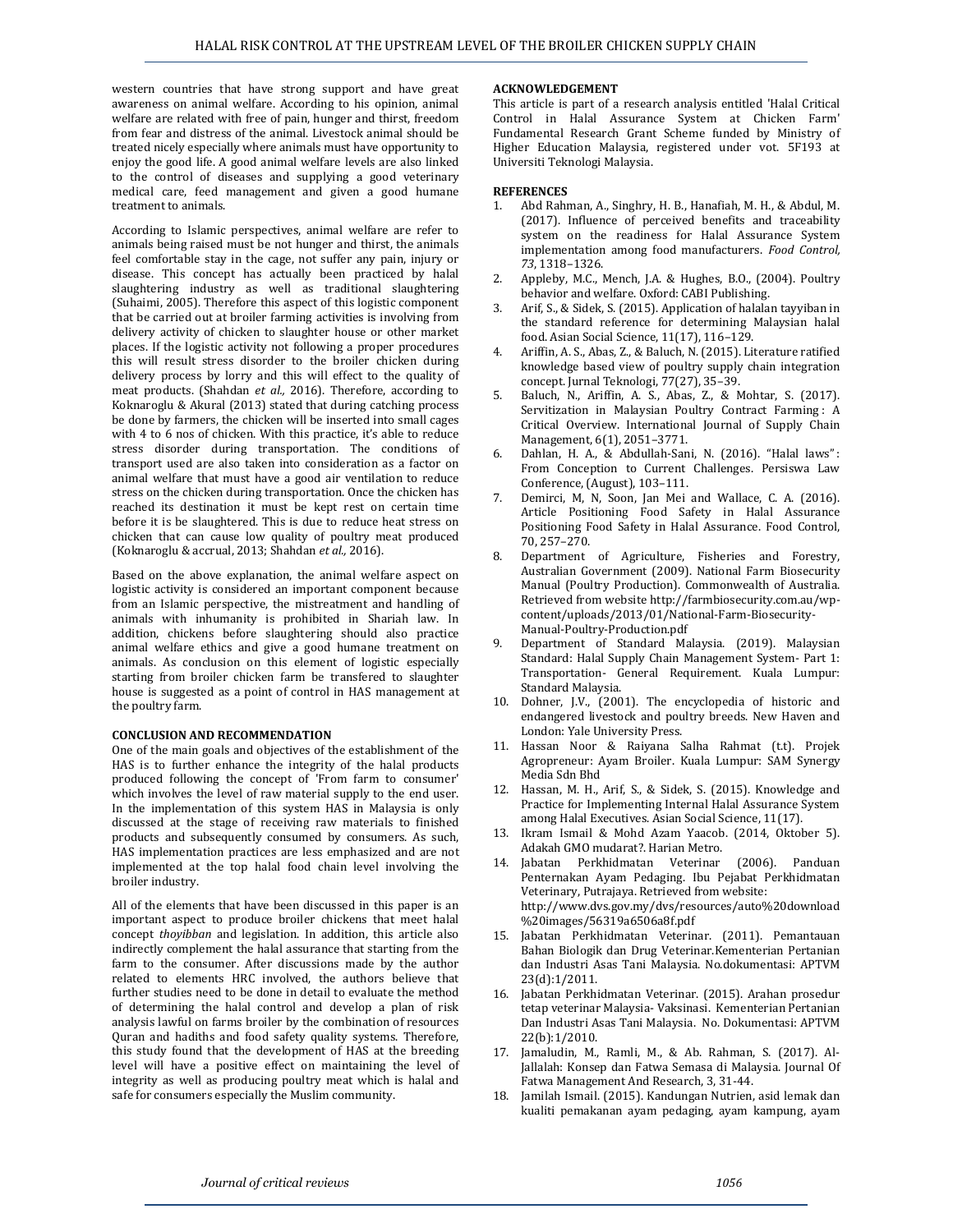western countries that have strong support and have great awareness on animal welfare. According to his opinion, animal welfare are related with free of pain, hunger and thirst, freedom from fear and distress of the animal. Livestock animal should be treated nicely especially where animals must have opportunity to enjoy the good life. A good animal welfare levels are also linked to the control of diseases and supplying a good veterinary medical care, feed management and given a good humane treatment to animals.

According to Islamic perspectives, animal welfare are refer to animals being raised must be not hunger and thirst, the animals feel comfortable stay in the cage, not suffer any pain, injury or disease. This concept has actually been practiced by halal slaughtering industry as well as traditional slaughtering (Suhaimi, 2005). Therefore this aspect of this logistic component that be carried out at broiler farming activities is involving from delivery activity of chicken to slaughter house or other market places. If the logistic activity not following a proper procedures this will result stress disorder to the broiler chicken during delivery process by lorry and this will effect to the quality of meat products. (Shahdan *et al.,* 2016). Therefore, according to Koknaroglu & Akural (2013) stated that during catching process be done by farmers, the chicken will be inserted into small cages with 4 to 6 nos of chicken. With this practice, it's able to reduce stress disorder during transportation. The conditions of transport used are also taken into consideration as a factor on animal welfare that must have a good air ventilation to reduce stress on the chicken during transportation. Once the chicken has reached its destination it must be kept rest on certain time before it is be slaughtered. This is due to reduce heat stress on chicken that can cause low quality of poultry meat produced (Koknaroglu & accrual, 2013; Shahdan *et al.,* 2016).

Based on the above explanation, the animal welfare aspect on logistic activity is considered an important component because from an Islamic perspective, the mistreatment and handling of animals with inhumanity is prohibited in Shariah law. In addition, chickens before slaughtering should also practice animal welfare ethics and give a good humane treatment on animals. As conclusion on this element of logistic especially starting from broiler chicken farm be transfered to slaughter house is suggested as a point of control in HAS management at the poultry farm.

## CONCLUSION AND RECOMMENDATION

One of the main goals and objectives of the establishment of the HAS is to further enhance the integrity of the halal products produced following the concept of 'From farm to consumer' which involves the level of raw material supply to the end user. In the implementation of this system HAS in Malaysia is only discussed at the stage of receiving raw materials to finished products and subsequently consumed by consumers. As such, HAS implementation practices are less emphasized and are not implemented at the top halal food chain level involving the broiler industry.

All of the elements that have been discussed in this paper is an important aspect to produce broiler chickens that meet halal concept *thoyibban* and legislation. In addition, this article also indirectly complement the halal assurance that starting from the farm to the consumer. After discussions made by the author related to elements HRC involved, the authors believe that further studies need to be done in detail to evaluate the method of determining the halal control and develop a plan of risk analysis lawful on farms broiler by the combination of resources Quran and hadiths and food safety quality systems. Therefore, this study found that the development of HAS at the breeding level will have a positive effect on maintaining the level of integrity as well as producing poultry meat which is halal and safe for consumers especially the Muslim community.

## ACKNOWLEDGEMENT

This article is part of a research analysis entitled 'Halal Critical Control in Halal Assurance System at Chicken Farm' Fundamental Research Grant Scheme funded by Ministry of Higher Education Malaysia, registered under vot. 5F193 at Universiti Teknologi Malaysia.

## REFERENCES

1. Abd Rahman, A., Singhry, H. B., Hanafiah, M. H., & Abdul, M. (2017). Influence of perceived benefits and traceability system on the readiness for Halal Assurance System implementation among food manufacturers. *Food Control, 73*, 1318–1326.
2. Appleby, M.C., Mench, J.A. & Hughes, B.O., (2004). Poultry behavior and welfare. Oxford: CABI Publishing.
3. Arif, S., & Sidek, S. (2015). Application of halalan tayyiban in the standard reference for determining Malaysian halal food. Asian Social Science, 11(17), 116–129.
4. Ariffin, A. S., Abas, Z., & Baluch, N. (2015). Literature ratified knowledge based view of poultry supply chain integration concept. Jurnal Teknologi, 77(27), 35–39.
5. Baluch, N., Ariffin, A. S., Abas, Z., & Mohtar, S. (2017). Servitization in Malaysian Poultry Contract Farming : A Critical Overview. International Journal of Supply Chain Management, 6(1), 2051–3771.
6. Dahlan, H. A., & Abdullah-Sani, N. (2016). "Halal laws": From Conception to Current Challenges. Persiswa Law Conference, (August), 103–111.
7. Demirci, M, N, Soon, Jan Mei and Wallace, C. A. (2016). Article Positioning Food Safety in Halal Assurance Positioning Food Safety in Halal Assurance. Food Control, 70, 257–270.
8. Department of Agriculture, Fisheries and Forestry, Australian Government (2009). National Farm Biosecurity Manual (Poultry Production). Commonwealth of Australia. Retrieved from website http://farmbiosecurity.com.au/wp-content/uploads/2013/01/National-Farm-Biosecurity-Manual-Poultry-Production.pdf
9. Department of Standard Malaysia. (2019). Malaysian Standard: Halal Supply Chain Management System- Part 1: Transportation- General Requirement. Kuala Lumpur: Standard Malaysia.
10. Dohner, J.V., (2001). The encyclopedia of historic and endangered livestock and poultry breeds. New Haven and London: Yale University Press.
11. Hassan Noor & Raiyana Salha Rahmat (t.t). Projek Agropreneur: Ayam Broiler. Kuala Lumpur: SAM Synergy Media Sdn Bhd
12. Hassan, M. H., Arif, S., & Sidek, S. (2015). Knowledge and Practice for Implementing Internal Halal Assurance System among Halal Executives. Asian Social Science, 11(17).
13. Ikram Ismail & Mohd Azam Yaacob. (2014, Oktober 5). Adakah GMO mudarat?. Harian Metro.
14. Jabatan Perkhidmatan Veterinar (2006). Panduan Penternakan Ayam Pedaging. Ibu Pejabat Perkhidmatan Veterinary, Putrajaya. Retrieved from website: http://www.dvs.gov.my/dvs/resources/auto%20download%20images/56319a6506a8f.pdf
15. Jabatan Perkhidmatan Veterinar. (2011). Pemantauan Bahan Biologik dan Drug Veterinar.Kementerian Pertanian dan Industri Asas Tani Malaysia. No.dokumentasi: APTVM 23(d):1/2011.
16. Jabatan Perkhidmatan Veterinar. (2015). Arahan prosedur tetap veterinar Malaysia- Vaksinasi. Kementerian Pertanian Dan Industri Asas Tani Malaysia. No. Dokumentasi: APTVM 22(b):1/2010.
17. Jamaludin, M., Ramli, M., & Ab. Rahman, S. (2017). Al-Jallalah: Konsep dan Fatwa Semasa di Malaysia. Journal Of Fatwa Management And Research, 3, 31-44.
18. Jamilah Ismail. (2015). Kandungan Nutrien, asid lemak dan kualiti pemakanan ayam pedaging, ayam kampung, ayam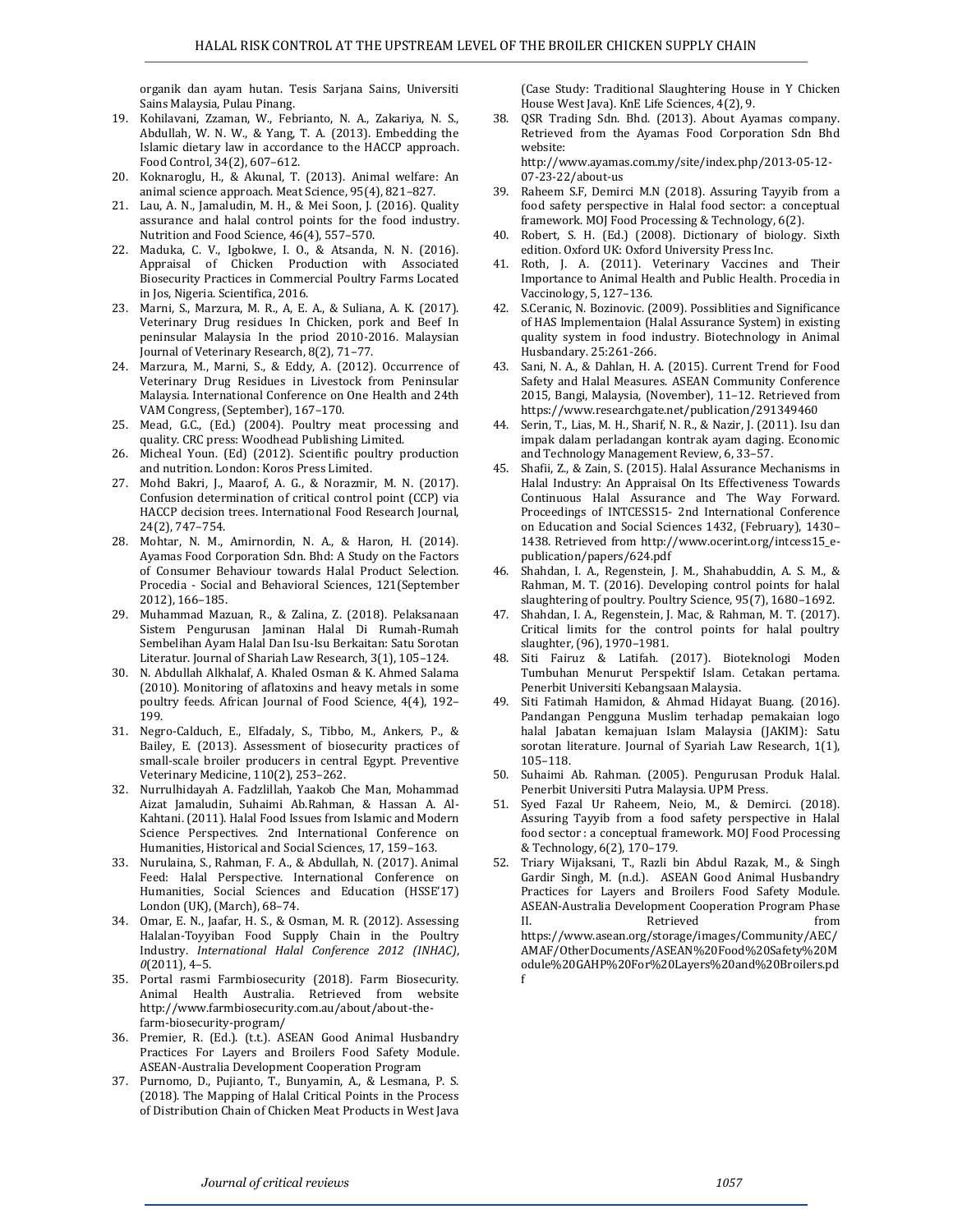organik dan ayam hutan. Tesis Sarjana Sains, Universiti Sains Malaysia, Pulau Pinang.

19. Kohilavani, Zzaman, W., Febrianto, N. A., Zakariya, N. S., Abdullah, W. N. W., & Yang, T. A. (2013). Embedding the Islamic dietary law in accordance to the HACCP approach. Food Control, 34(2), 607–612.
20. Koknaroglu, H., & Akunal, T. (2013). Animal welfare: An animal science approach. Meat Science, 95(4), 821–827.
21. Lau, A. N., Jamaludin, M. H., & Mei Soon, J. (2016). Quality assurance and halal control points for the food industry. Nutrition and Food Science, 46(4), 557–570.
22. Maduka, C. V., Igbokwe, I. O., & Atsanda, N. N. (2016). Appraisal of Chicken Production with Associated Biosecurity Practices in Commercial Poultry Farms Located in Jos, Nigeria. Scientifica, 2016.
23. Marni, S., Marzura, M. R., A, E. A., & Suliana, A. K. (2017). Veterinary Drug residues In Chicken, pork and Beef In peninsular Malaysia In the priod 2010-2016. Malaysian Journal of Veterinary Research, 8(2), 71–77.
24. Marzura, M., Marni, S., & Eddy, A. (2012). Occurrence of Veterinary Drug Residues in Livestock from Peninsular Malaysia. International Conference on One Health and 24th VAM Congress, (September), 167–170.
25. Mead, G.C., (Ed.) (2004). Poultry meat processing and quality. CRC press: Woodhead Publishing Limited.
26. Micheal Youn. (Ed) (2012). Scientific poultry production and nutrition. London: Koros Press Limited.
27. Mohd Bakri, J., Maarof, A. G., & Norazmir, M. N. (2017). Confusion determination of critical control point (CCP) via HACCP decision trees. International Food Research Journal, 24(2), 747–754.
28. Mohtar, N. M., Amirnordin, N. A., & Haron, H. (2014). Ayamas Food Corporation Sdn. Bhd: A Study on the Factors of Consumer Behaviour towards Halal Product Selection. Procedia - Social and Behavioral Sciences, 121(September 2012), 166–185.
29. Muhammad Mazuan, R., & Zalina, Z. (2018). Pelaksanaan Sistem Pengurusan Jaminan Halal Di Rumah-Rumah Sembelihan Ayam Halal Dan Isu-Isu Berkaitan: Satu Sorotan Literatur. Journal of Shariah Law Research, 3(1), 105–124.
30. N. Abdullah Alkhalaf, A. Khaled Osman & K. Ahmed Salama (2010). Monitoring of aflatoxins and heavy metals in some poultry feeds. African Journal of Food Science, 4(4), 192–199.
31. Negro-Calduch, E., Elfadaly, S., Tibbo, M., Ankers, P., & Bailey, E. (2013). Assessment of biosecurity practices of small-scale broiler producers in central Egypt. Preventive Veterinary Medicine, 110(2), 253–262.
32. Nurrulhidayah A. Fadzlillah, Yaakob Che Man, Mohammad Aizat Jamaludin, Suhaimi Ab.Rahman, & Hassan A. Al-Kahtani. (2011). Halal Food Issues from Islamic and Modern Science Perspectives. 2nd International Conference on Humanities, Historical and Social Sciences, 17, 159–163.
33. Nurulaina, S., Rahman, F. A., & Abdullah, N. (2017). Animal Feed: Halal Perspective. International Conference on Humanities, Social Sciences and Education (HSSE'17) London (UK), (March), 68–74.
34. Omar, E. N., Jaafar, H. S., & Osman, M. R. (2012). Assessing Halalan-Toyyiban Food Supply Chain in the Poultry Industry. *International Halal Conference 2012 (INHAC)*, *0*(2011), 4–5.
35. Portal rasmi Farmbiosecurity (2018). Farm Biosecurity. Animal Health Australia. Retrieved from website http://www.farmbiosecurity.com.au/about/about-the-farm-biosecurity-program/
36. Premier, R. (Ed.). (t.t.). ASEAN Good Animal Husbandry Practices For Layers and Broilers Food Safety Module. ASEAN-Australia Development Cooperation Program
37. Purnomo, D., Pujianto, T., Bunyamin, A., & Lesmana, P. S. (2018). The Mapping of Halal Critical Points in the Process of Distribution Chain of Chicken Meat Products in West Java (Case Study: Traditional Slaughtering House in Y Chicken House West Java). KnE Life Sciences, 4(2), 9.
38. QSR Trading Sdn. Bhd. (2013). About Ayamas company. Retrieved from the Ayamas Food Corporation Sdn Bhd website: http://www.ayamas.com.my/site/index.php/2013-05-12-07-23-22/about-us
39. Raheem S.F, Demirci M.N (2018). Assuring Tayyib from a food safety perspective in Halal food sector: a conceptual framework. MOJ Food Processing & Technology, 6(2).
40. Robert, S. H. (Ed.) (2008). Dictionary of biology. Sixth edition. Oxford UK: Oxford University Press Inc.
41. Roth, J. A. (2011). Veterinary Vaccines and Their Importance to Animal Health and Public Health. Procedia in Vaccinology, 5, 127–136.
42. S.Ceranic, N. Bozinovic. (2009). Possiblities and Significance of HAS Implementaion (Halal Assurance System) in existing quality system in food industry. Biotechnology in Animal Husbandary. 25:261-266.
43. Sani, N. A., & Dahlan, H. A. (2015). Current Trend for Food Safety and Halal Measures. ASEAN Community Conference 2015, Bangi, Malaysia, (November), 11–12. Retrieved from https://www.researchgate.net/publication/291349460
44. Serin, T., Lias, M. H., Sharif, N. R., & Nazir, J. (2011). Isu dan impak dalam perladangan kontrak ayam daging. Economic and Technology Management Review, 6, 33–57.
45. Shafii, Z., & Zain, S. (2015). Halal Assurance Mechanisms in Halal Industry: An Appraisal On Its Effectiveness Towards Continuous Halal Assurance and The Way Forward. Proceedings of INTCESS15- 2nd International Conference on Education and Social Sciences 1432, (February), 1430–1438. Retrieved from http://www.ocerint.org/intcess15_e-publication/papers/624.pdf
46. Shahdan, I. A., Regenstein, J. M., Shahabuddin, A. S. M., & Rahman, M. T. (2016). Developing control points for halal slaughtering of poultry. Poultry Science, 95(7), 1680–1692.
47. Shahdan, I. A., Regenstein, J. Mac, & Rahman, M. T. (2017). Critical limits for the control points for halal poultry slaughter, (96), 1970–1981.
48. Siti Fairuz & Latifah. (2017). Bioteknologi Moden Tumbuhan Menurut Perspektif Islam. Cetakan pertama. Penerbit Universiti Kebangsaan Malaysia.
49. Siti Fatimah Hamidon, & Ahmad Hidayat Buang. (2016). Pandangan Pengguna Muslim terhadap pemakaian logo halal Jabatan kemajuan Islam Malaysia (JAKIM): Satu sorotan literature. Journal of Syariah Law Research, 1(1), 105–118.
50. Suhaimi Ab. Rahman. (2005). Pengurusan Produk Halal. Penerbit Universiti Putra Malaysia. UPM Press.
51. Syed Fazal Ur Raheem, Neio, M., & Demirci. (2018). Assuring Tayyib from a food safety perspective in Halal food sector : a conceptual framework. MOJ Food Processing & Technology, 6(2), 170–179.
52. Triary Wijaksani, T., Razli bin Abdul Razak, M., & Singh Gardir Singh, M. (n.d.). ASEAN Good Animal Husbandry Practices for Layers and Broilers Food Safety Module. ASEAN-Australia Development Cooperation Program Phase II. Retrieved from https://www.asean.org/storage/images/Community/AEC/AMAF/OtherDocuments/ASEAN%20Food%20Safety%20Module%20GAHP%20For%20Layers%20and%20Broilers.pdf